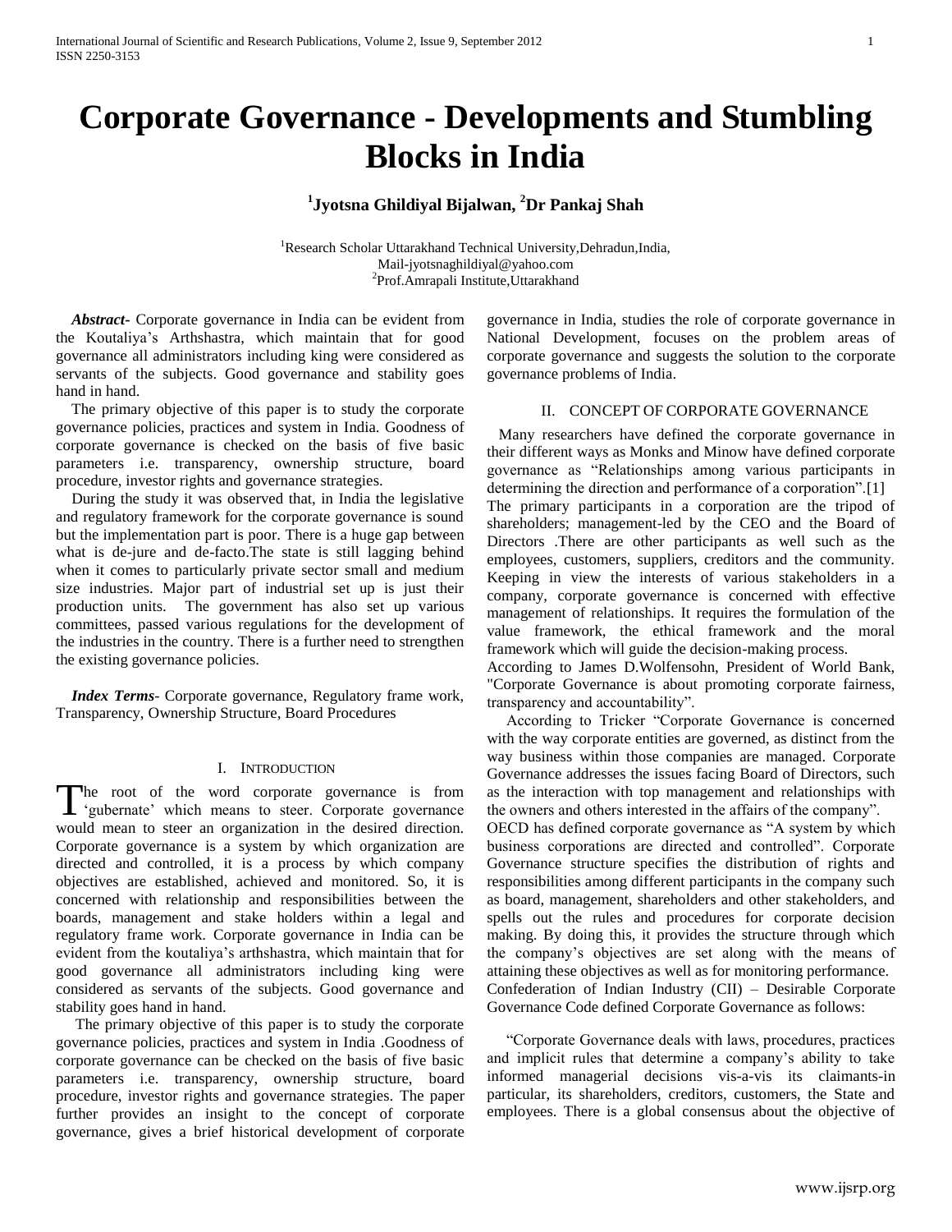# Corporate Governance - Developments and Stumbling Blocks in India

**[1]Jyotsna Ghildiyal Bijalwan, [2]Dr Pankaj Shah**

[1]Research Scholar Uttarakhand Technical University,Dehradun,India,
Mail-jyotsnaghildiyal@yahoo.com
[2]Prof.Amrapali Institute,Uttarakhand

***Abstract***- Corporate governance in India can be evident from the Koutaliya's Arthshastra, which maintain that for good governance all administrators including king were considered as servants of the subjects. Good governance and stability goes hand in hand.

The primary objective of this paper is to study the corporate governance policies, practices and system in India. Goodness of corporate governance is checked on the basis of five basic parameters i.e. transparency, ownership structure, board procedure, investor rights and governance strategies.

During the study it was observed that, in India the legislative and regulatory framework for the corporate governance is sound but the implementation part is poor. There is a huge gap between what is de-jure and de-facto.The state is still lagging behind when it comes to particularly private sector small and medium size industries. Major part of industrial set up is just their production units. The government has also set up various committees, passed various regulations for the development of the industries in the country. There is a further need to strengthen the existing governance policies.

***Index Terms***- Corporate governance, Regulatory frame work, Transparency, Ownership Structure, Board Procedures

## I. Introduction

The root of the word corporate governance is from 'gubernate' which means to steer. Corporate governance would mean to steer an organization in the desired direction. Corporate governance is a system by which organization are directed and controlled, it is a process by which company objectives are established, achieved and monitored. So, it is concerned with relationship and responsibilities between the boards, management and stake holders within a legal and regulatory frame work. Corporate governance in India can be evident from the koutaliya's arthshastra, which maintain that for good governance all administrators including king were considered as servants of the subjects. Good governance and stability goes hand in hand.

The primary objective of this paper is to study the corporate governance policies, practices and system in India .Goodness of corporate governance can be checked on the basis of five basic parameters i.e. transparency, ownership structure, board procedure, investor rights and governance strategies. The paper further provides an insight to the concept of corporate governance, gives a brief historical development of corporate governance in India, studies the role of corporate governance in National Development, focuses on the problem areas of corporate governance and suggests the solution to the corporate governance problems of India.

## II. Concept of Corporate Governance

Many researchers have defined the corporate governance in their different ways as Monks and Minow have defined corporate governance as "Relationships among various participants in determining the direction and performance of a corporation".[1]
The primary participants in a corporation are the tripod of shareholders; management-led by the CEO and the Board of Directors .There are other participants as well such as the employees, customers, suppliers, creditors and the community. Keeping in view the interests of various stakeholders in a company, corporate governance is concerned with effective management of relationships. It requires the formulation of the value framework, the ethical framework and the moral framework which will guide the decision-making process.
According to James D.Wolfensohn, President of World Bank, "Corporate Governance is about promoting corporate fairness, transparency and accountability".

According to Tricker "Corporate Governance is concerned with the way corporate entities are governed, as distinct from the way business within those companies are managed. Corporate Governance addresses the issues facing Board of Directors, such as the interaction with top management and relationships with the owners and others interested in the affairs of the company".
OECD has defined corporate governance as "A system by which business corporations are directed and controlled". Corporate Governance structure specifies the distribution of rights and responsibilities among different participants in the company such as board, management, shareholders and other stakeholders, and spells out the rules and procedures for corporate decision making. By doing this, it provides the structure through which the company's objectives are set along with the means of attaining these objectives as well as for monitoring performance.
Confederation of Indian Industry (CII) – Desirable Corporate Governance Code defined Corporate Governance as follows:

"Corporate Governance deals with laws, procedures, practices and implicit rules that determine a company's ability to take informed managerial decisions vis-a-vis its claimants-in particular, its shareholders, creditors, customers, the State and employees. There is a global consensus about the objective of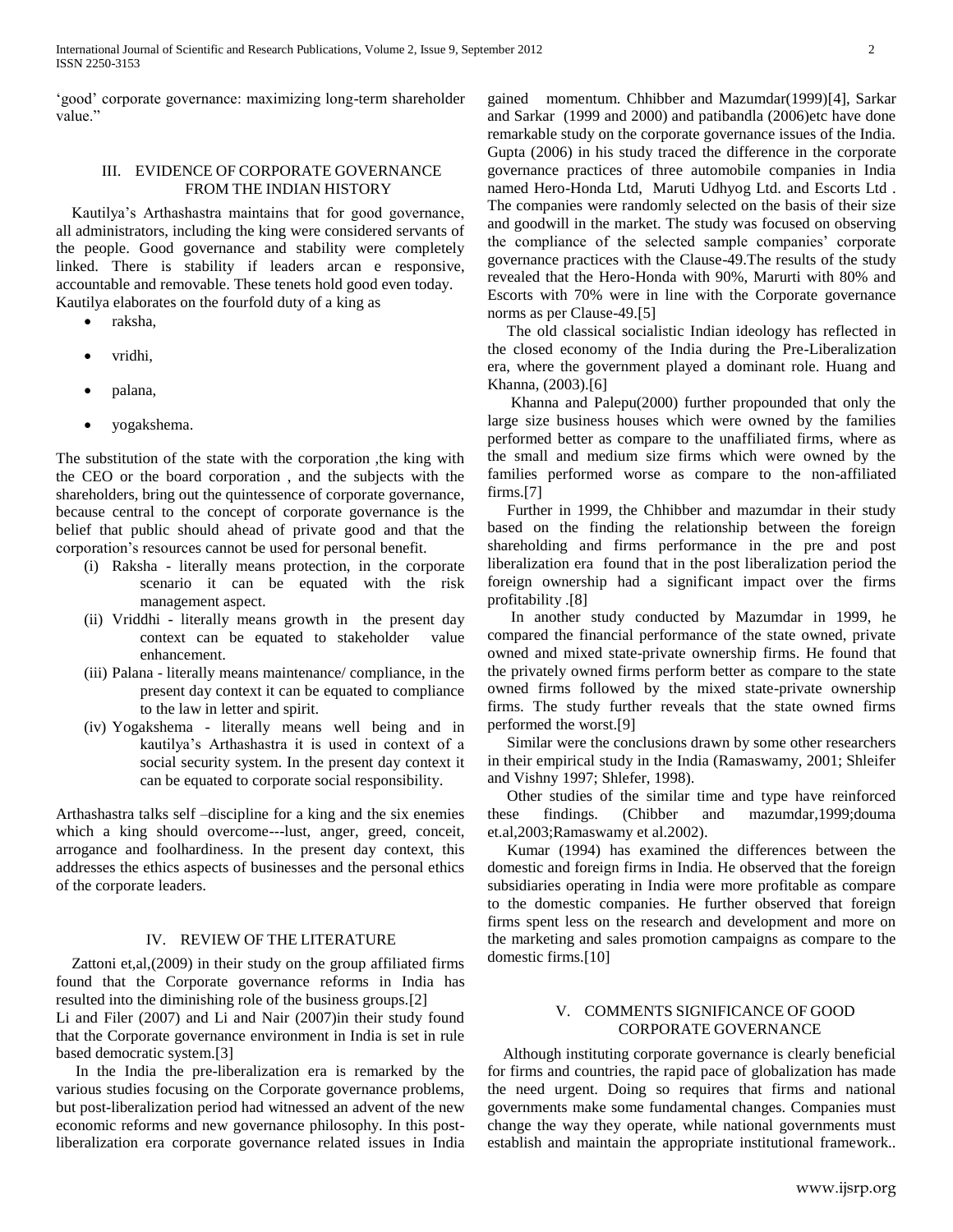'good' corporate governance: maximizing long-term shareholder value."

## III. EVIDENCE OF CORPORATE GOVERNANCE FROM THE INDIAN HISTORY

Kautilya's Arthashastra maintains that for good governance, all administrators, including the king were considered servants of the people. Good governance and stability were completely linked. There is stability if leaders arcan e responsive, accountable and removable. These tenets hold good even today. Kautilya elaborates on the fourfold duty of a king as

- raksha,
- vridhi,
- palana,
- yogakshema.

The substitution of the state with the corporation ,the king with the CEO or the board corporation , and the subjects with the shareholders, bring out the quintessence of corporate governance, because central to the concept of corporate governance is the belief that public should ahead of private good and that the corporation's resources cannot be used for personal benefit.

(i) Raksha - literally means protection, in the corporate scenario it can be equated with the risk management aspect.
(ii) Vriddhi - literally means growth in the present day context can be equated to stakeholder value enhancement.
(iii) Palana - literally means maintenance/ compliance, in the present day context it can be equated to compliance to the law in letter and spirit.
(iv) Yogakshema - literally means well being and in kautilya's Arthashastra it is used in context of a social security system. In the present day context it can be equated to corporate social responsibility.

Arthashastra talks self –discipline for a king and the six enemies which a king should overcome---lust, anger, greed, conceit, arrogance and foolhardiness. In the present day context, this addresses the ethics aspects of businesses and the personal ethics of the corporate leaders.

## IV. REVIEW OF THE LITERATURE

Zattoni et,al,(2009) in their study on the group affiliated firms found that the Corporate governance reforms in India has resulted into the diminishing role of the business groups.[2]
Li and Filer (2007) and Li and Nair (2007)in their study found that the Corporate governance environment in India is set in rule based democratic system.[3]

In the India the pre-liberalization era is remarked by the various studies focusing on the Corporate governance problems, but post-liberalization period had witnessed an advent of the new economic reforms and new governance philosophy. In this post-liberalization era corporate governance related issues in India gained momentum. Chhibber and Mazumdar(1999)[4], Sarkar and Sarkar (1999 and 2000) and patibandla (2006)etc have done remarkable study on the corporate governance issues of the India. Gupta (2006) in his study traced the difference in the corporate governance practices of three automobile companies in India named Hero-Honda Ltd, Maruti Udhyog Ltd. and Escorts Ltd . The companies were randomly selected on the basis of their size and goodwill in the market. The study was focused on observing the compliance of the selected sample companies' corporate governance practices with the Clause-49.The results of the study revealed that the Hero-Honda with 90%, Marurti with 80% and Escorts with 70% were in line with the Corporate governance norms as per Clause-49.[5]

The old classical socialistic Indian ideology has reflected in the closed economy of the India during the Pre-Liberalization era, where the government played a dominant role. Huang and Khanna, (2003).[6]

Khanna and Palepu(2000) further propounded that only the large size business houses which were owned by the families performed better as compare to the unaffiliated firms, where as the small and medium size firms which were owned by the families performed worse as compare to the non-affiliated firms.[7]

Further in 1999, the Chhibber and mazumdar in their study based on the finding the relationship between the foreign shareholding and firms performance in the pre and post liberalization era found that in the post liberalization period the foreign ownership had a significant impact over the firms profitability .[8]

In another study conducted by Mazumdar in 1999, he compared the financial performance of the state owned, private owned and mixed state-private ownership firms. He found that the privately owned firms perform better as compare to the state owned firms followed by the mixed state-private ownership firms. The study further reveals that the state owned firms performed the worst.[9]

Similar were the conclusions drawn by some other researchers in their empirical study in the India (Ramaswamy, 2001; Shleifer and Vishny 1997; Shlefer, 1998).

Other studies of the similar time and type have reinforced these findings. (Chibber and mazumdar,1999;douma et.al,2003;Ramaswamy et al.2002).

Kumar (1994) has examined the differences between the domestic and foreign firms in India. He observed that the foreign subsidiaries operating in India were more profitable as compare to the domestic companies. He further observed that foreign firms spent less on the research and development and more on the marketing and sales promotion campaigns as compare to the domestic firms.[10]

## V. COMMENTS SIGNIFICANCE OF GOOD CORPORATE GOVERNANCE

Although instituting corporate governance is clearly beneficial for firms and countries, the rapid pace of globalization has made the need urgent. Doing so requires that firms and national governments make some fundamental changes. Companies must change the way they operate, while national governments must establish and maintain the appropriate institutional framework..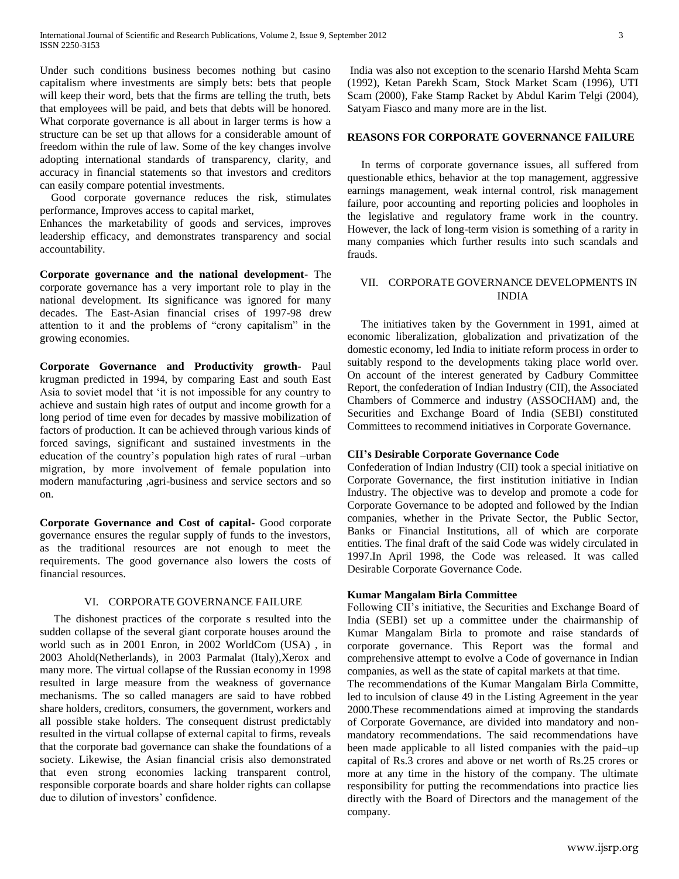Under such conditions business becomes nothing but casino capitalism where investments are simply bets: bets that people will keep their word, bets that the firms are telling the truth, bets that employees will be paid, and bets that debts will be honored. What corporate governance is all about in larger terms is how a structure can be set up that allows for a considerable amount of freedom within the rule of law. Some of the key changes involve adopting international standards of transparency, clarity, and accuracy in financial statements so that investors and creditors can easily compare potential investments.

Good corporate governance reduces the risk, stimulates performance, Improves access to capital market,
Enhances the marketability of goods and services, improves leadership efficacy, and demonstrates transparency and social accountability.

**Corporate governance and the national development-** The corporate governance has a very important role to play in the national development. Its significance was ignored for many decades. The East-Asian financial crises of 1997-98 drew attention to it and the problems of "crony capitalism" in the growing economies.

**Corporate Governance and Productivity growth-** Paul krugman predicted in 1994, by comparing East and south East Asia to soviet model that 'it is not impossible for any country to achieve and sustain high rates of output and income growth for a long period of time even for decades by massive mobilization of factors of production. It can be achieved through various kinds of forced savings, significant and sustained investments in the education of the country's population high rates of rural –urban migration, by more involvement of female population into modern manufacturing ,agri-business and service sectors and so on.

**Corporate Governance and Cost of capital-** Good corporate governance ensures the regular supply of funds to the investors, as the traditional resources are not enough to meet the requirements. The good governance also lowers the costs of financial resources.

## VI. CORPORATE GOVERNANCE FAILURE

The dishonest practices of the corporate s resulted into the sudden collapse of the several giant corporate houses around the world such as in 2001 Enron, in 2002 WorldCom (USA) , in 2003 Ahold(Netherlands), in 2003 Parmalat (Italy),Xerox and many more. The virtual collapse of the Russian economy in 1998 resulted in large measure from the weakness of governance mechanisms. The so called managers are said to have robbed share holders, creditors, consumers, the government, workers and all possible stake holders. The consequent distrust predictably resulted in the virtual collapse of external capital to firms, reveals that the corporate bad governance can shake the foundations of a society. Likewise, the Asian financial crisis also demonstrated that even strong economies lacking transparent control, responsible corporate boards and share holder rights can collapse due to dilution of investors' confidence.

India was also not exception to the scenario Harshd Mehta Scam (1992), Ketan Parekh Scam, Stock Market Scam (1996), UTI Scam (2000), Fake Stamp Racket by Abdul Karim Telgi (2004), Satyam Fiasco and many more are in the list.

### REASONS FOR CORPORATE GOVERNANCE FAILURE

In terms of corporate governance issues, all suffered from questionable ethics, behavior at the top management, aggressive earnings management, weak internal control, risk management failure, poor accounting and reporting policies and loopholes in the legislative and regulatory frame work in the country. However, the lack of long-term vision is something of a rarity in many companies which further results into such scandals and frauds.

## VII. CORPORATE GOVERNANCE DEVELOPMENTS IN INDIA

The initiatives taken by the Government in 1991, aimed at economic liberalization, globalization and privatization of the domestic economy, led India to initiate reform process in order to suitably respond to the developments taking place world over. On account of the interest generated by Cadbury Committee Report, the confederation of Indian Industry (CII), the Associated Chambers of Commerce and industry (ASSOCHAM) and, the Securities and Exchange Board of India (SEBI) constituted Committees to recommend initiatives in Corporate Governance.

### CII's Desirable Corporate Governance Code

Confederation of Indian Industry (CII) took a special initiative on Corporate Governance, the first institution initiative in Indian Industry. The objective was to develop and promote a code for Corporate Governance to be adopted and followed by the Indian companies, whether in the Private Sector, the Public Sector, Banks or Financial Institutions, all of which are corporate entities. The final draft of the said Code was widely circulated in 1997.In April 1998, the Code was released. It was called Desirable Corporate Governance Code.

### Kumar Mangalam Birla Committee

Following CII's initiative, the Securities and Exchange Board of India (SEBI) set up a committee under the chairmanship of Kumar Mangalam Birla to promote and raise standards of corporate governance. This Report was the formal and comprehensive attempt to evolve a Code of governance in Indian companies, as well as the state of capital markets at that time.

The recommendations of the Kumar Mangalam Birla Committe, led to inculsion of clause 49 in the Listing Agreement in the year 2000.These recommendations aimed at improving the standards of Corporate Governance, are divided into mandatory and non-mandatory recommendations. The said recommendations have been made applicable to all listed companies with the paid–up capital of Rs.3 crores and above or net worth of Rs.25 crores or more at any time in the history of the company. The ultimate responsibility for putting the recommendations into practice lies directly with the Board of Directors and the management of the company.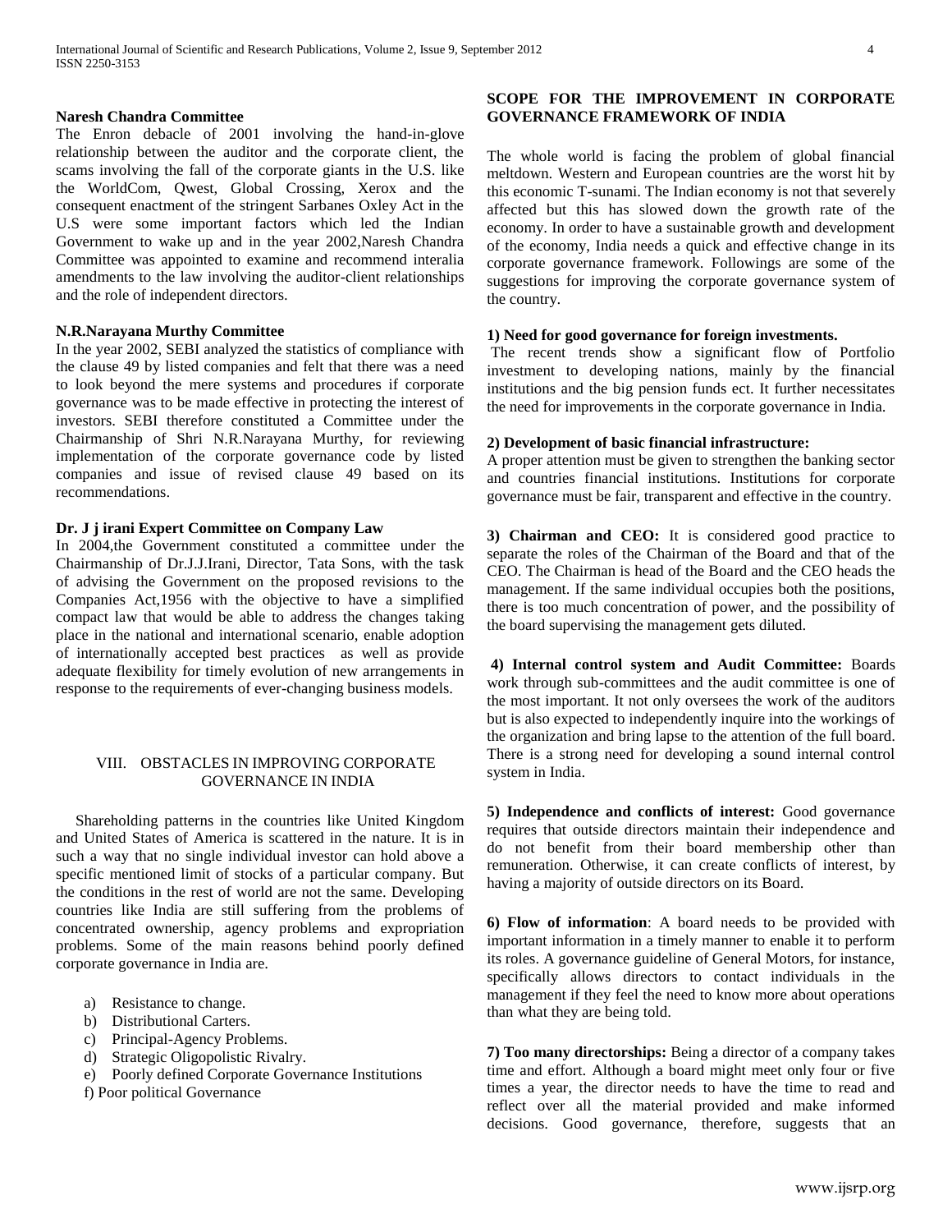**Naresh Chandra Committee**

The Enron debacle of 2001 involving the hand-in-glove relationship between the auditor and the corporate client, the scams involving the fall of the corporate giants in the U.S. like the WorldCom, Qwest, Global Crossing, Xerox and the consequent enactment of the stringent Sarbanes Oxley Act in the U.S were some important factors which led the Indian Government to wake up and in the year 2002,Naresh Chandra Committee was appointed to examine and recommend interalia amendments to the law involving the auditor-client relationships and the role of independent directors.

**N.R.Narayana Murthy Committee**

In the year 2002, SEBI analyzed the statistics of compliance with the clause 49 by listed companies and felt that there was a need to look beyond the mere systems and procedures if corporate governance was to be made effective in protecting the interest of investors. SEBI therefore constituted a Committee under the Chairmanship of Shri N.R.Narayana Murthy, for reviewing implementation of the corporate governance code by listed companies and issue of revised clause 49 based on its recommendations.

**Dr. J j irani Expert Committee on Company Law**

In 2004,the Government constituted a committee under the Chairmanship of Dr.J.J.Irani, Director, Tata Sons, with the task of advising the Government on the proposed revisions to the Companies Act,1956 with the objective to have a simplified compact law that would be able to address the changes taking place in the national and international scenario, enable adoption of internationally accepted best practices as well as provide adequate flexibility for timely evolution of new arrangements in response to the requirements of ever-changing business models.

## VIII. OBSTACLES IN IMPROVING CORPORATE GOVERNANCE IN INDIA

Shareholding patterns in the countries like United Kingdom and United States of America is scattered in the nature. It is in such a way that no single individual investor can hold above a specific mentioned limit of stocks of a particular company. But the conditions in the rest of world are not the same. Developing countries like India are still suffering from the problems of concentrated ownership, agency problems and expropriation problems. Some of the main reasons behind poorly defined corporate governance in India are.

a) Resistance to change.
b) Distributional Carters.
c) Principal-Agency Problems.
d) Strategic Oligopolistic Rivalry.
e) Poorly defined Corporate Governance Institutions
f) Poor political Governance

**SCOPE FOR THE IMPROVEMENT IN CORPORATE GOVERNANCE FRAMEWORK OF INDIA**

The whole world is facing the problem of global financial meltdown. Western and European countries are the worst hit by this economic T-sunami. The Indian economy is not that severely affected but this has slowed down the growth rate of the economy. In order to have a sustainable growth and development of the economy, India needs a quick and effective change in its corporate governance framework. Followings are some of the suggestions for improving the corporate governance system of the country.

**1) Need for good governance for foreign investments.**

The recent trends show a significant flow of Portfolio investment to developing nations, mainly by the financial institutions and the big pension funds ect. It further necessitates the need for improvements in the corporate governance in India.

**2) Development of basic financial infrastructure:**

A proper attention must be given to strengthen the banking sector and countries financial institutions. Institutions for corporate governance must be fair, transparent and effective in the country.

**3) Chairman and CEO:** It is considered good practice to separate the roles of the Chairman of the Board and that of the CEO. The Chairman is head of the Board and the CEO heads the management. If the same individual occupies both the positions, there is too much concentration of power, and the possibility of the board supervising the management gets diluted.

**4) Internal control system and Audit Committee:** Boards work through sub-committees and the audit committee is one of the most important. It not only oversees the work of the auditors but is also expected to independently inquire into the workings of the organization and bring lapse to the attention of the full board. There is a strong need for developing a sound internal control system in India.

**5) Independence and conflicts of interest:** Good governance requires that outside directors maintain their independence and do not benefit from their board membership other than remuneration. Otherwise, it can create conflicts of interest, by having a majority of outside directors on its Board.

**6) Flow of information**: A board needs to be provided with important information in a timely manner to enable it to perform its roles. A governance guideline of General Motors, for instance, specifically allows directors to contact individuals in the management if they feel the need to know more about operations than what they are being told.

**7) Too many directorships:** Being a director of a company takes time and effort. Although a board might meet only four or five times a year, the director needs to have the time to read and reflect over all the material provided and make informed decisions. Good governance, therefore, suggests that an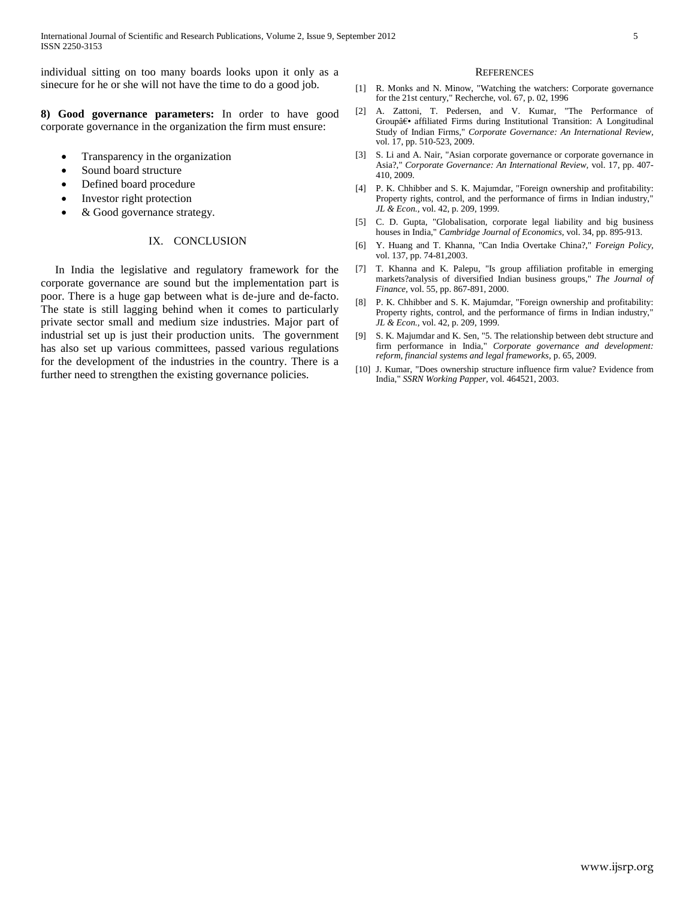individual sitting on too many boards looks upon it only as a sinecure for he or she will not have the time to do a good job.

**8) Good governance parameters:** In order to have good corporate governance in the organization the firm must ensure:

- Transparency in the organization
- Sound board structure
- Defined board procedure
- Investor right protection
- & Good governance strategy.

## IX. CONCLUSION

In India the legislative and regulatory framework for the corporate governance are sound but the implementation part is poor. There is a huge gap between what is de-jure and de-facto. The state is still lagging behind when it comes to particularly private sector small and medium size industries. Major part of industrial set up is just their production units. The government has also set up various committees, passed various regulations for the development of the industries in the country. There is a further need to strengthen the existing governance policies.

## REFERENCES

[1] R. Monks and N. Minow, "Watching the watchers: Corporate governance for the 21st century," Recherche, vol. 67, p. 02, 1996

[2] A. Zattoni, T. Pedersen, and V. Kumar, "The Performance of Groupâ€• affiliated Firms during Institutional Transition: A Longitudinal Study of Indian Firms," *Corporate Governance: An International Review*, vol. 17, pp. 510-523, 2009.

[3] S. Li and A. Nair, "Asian corporate governance or corporate governance in Asia?," *Corporate Governance: An International Review*, vol. 17, pp. 407-410, 2009.

[4] P. K. Chhibber and S. K. Majumdar, "Foreign ownership and profitability: Property rights, control, and the performance of firms in Indian industry," *JL & Econ.*, vol. 42, p. 209, 1999.

[5] C. D. Gupta, "Globalisation, corporate legal liability and big business houses in India," *Cambridge Journal of Economics*, vol. 34, pp. 895-913.

[6] Y. Huang and T. Khanna, "Can India Overtake China?," *Foreign Policy*, vol. 137, pp. 74-81,2003.

[7] T. Khanna and K. Palepu, "Is group affiliation profitable in emerging markets?analysis of diversified Indian business groups," *The Journal of Finance*, vol. 55, pp. 867-891, 2000.

[8] P. K. Chhibber and S. K. Majumdar, "Foreign ownership and profitability: Property rights, control, and the performance of firms in Indian industry," *JL & Econ.*, vol. 42, p. 209, 1999.

[9] S. K. Majumdar and K. Sen, "5. The relationship between debt structure and firm performance in India," *Corporate governance and development: reform, financial systems and legal frameworks*, p. 65, 2009.

[10] J. Kumar, "Does ownership structure influence firm value? Evidence from India," *SSRN Working Papper*, vol. 464521, 2003.